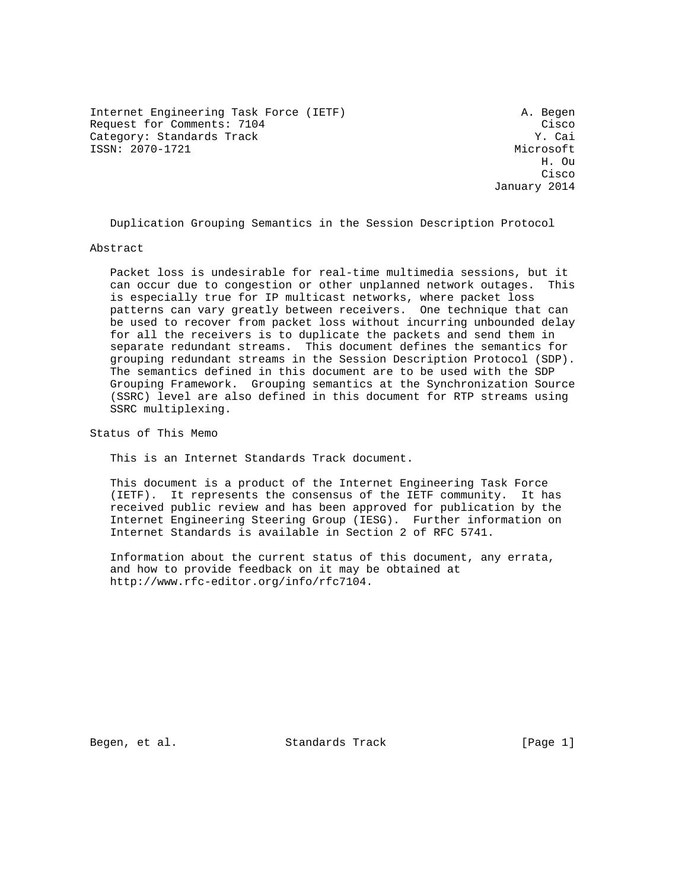Internet Engineering Task Force (IETF) A. Begen
Request for Comments: 7104 Cisco
Category: Standards Track Y. Cai
ISSN: 2070-1721 Microsoft
H. Ou
Cisco
January 2014

# Duplication Grouping Semantics in the Session Description Protocol

## Abstract

Packet loss is undesirable for real-time multimedia sessions, but it can occur due to congestion or other unplanned network outages. This is especially true for IP multicast networks, where packet loss patterns can vary greatly between receivers. One technique that can be used to recover from packet loss without incurring unbounded delay for all the receivers is to duplicate the packets and send them in separate redundant streams. This document defines the semantics for grouping redundant streams in the Session Description Protocol (SDP). The semantics defined in this document are to be used with the SDP Grouping Framework. Grouping semantics at the Synchronization Source (SSRC) level are also defined in this document for RTP streams using SSRC multiplexing.

## Status of This Memo

This is an Internet Standards Track document.

This document is a product of the Internet Engineering Task Force (IETF). It represents the consensus of the IETF community. It has received public review and has been approved for publication by the Internet Engineering Steering Group (IESG). Further information on Internet Standards is available in Section 2 of RFC 5741.

Information about the current status of this document, any errata, and how to provide feedback on it may be obtained at http://www.rfc-editor.org/info/rfc7104.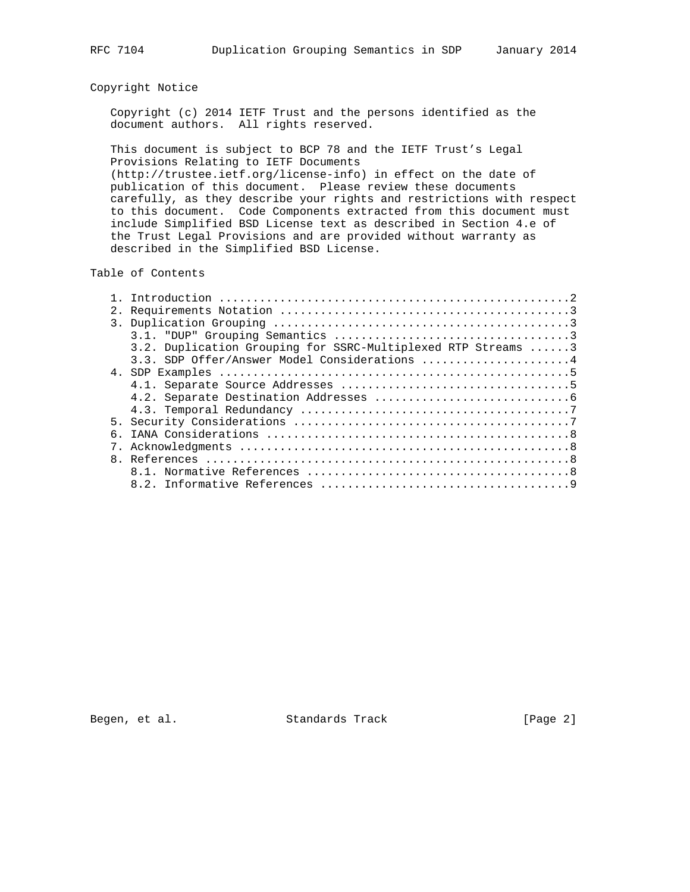## Copyright Notice

Copyright (c) 2014 IETF Trust and the persons identified as the document authors. All rights reserved.

This document is subject to BCP 78 and the IETF Trust's Legal Provisions Relating to IETF Documents (http://trustee.ietf.org/license-info) in effect on the date of publication of this document. Please review these documents carefully, as they describe your rights and restrictions with respect to this document. Code Components extracted from this document must include Simplified BSD License text as described in Section 4.e of the Trust Legal Provisions and are provided without warranty as described in the Simplified BSD License.

## Table of Contents

```
   1. Introduction ....................................................2
   2. Requirements Notation ...........................................3
   3. Duplication Grouping ............................................3
      3.1. "DUP" Grouping Semantics ...................................3
      3.2. Duplication Grouping for SSRC-Multiplexed RTP Streams ......3
      3.3. SDP Offer/Answer Model Considerations ......................4
   4. SDP Examples ....................................................5
      4.1. Separate Source Addresses ..................................5
      4.2. Separate Destination Addresses .............................6
      4.3. Temporal Redundancy ........................................7
   5. Security Considerations .........................................7
   6. IANA Considerations .............................................8
   7. Acknowledgments .................................................8
   8. References ......................................................8
      8.1. Normative References .......................................8
      8.2. Informative References .....................................9
```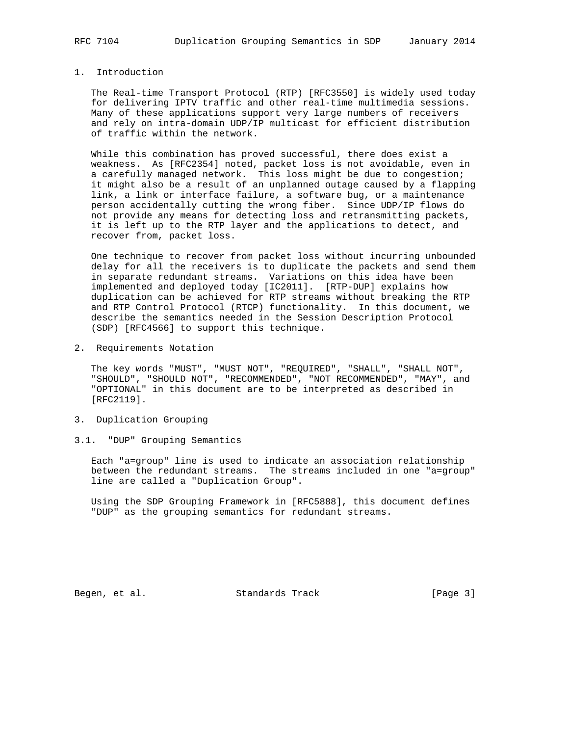## 1. Introduction

The Real-time Transport Protocol (RTP) [RFC3550] is widely used today for delivering IPTV traffic and other real-time multimedia sessions. Many of these applications support very large numbers of receivers and rely on intra-domain UDP/IP multicast for efficient distribution of traffic within the network.

While this combination has proved successful, there does exist a weakness. As [RFC2354] noted, packet loss is not avoidable, even in a carefully managed network. This loss might be due to congestion; it might also be a result of an unplanned outage caused by a flapping link, a link or interface failure, a software bug, or a maintenance person accidentally cutting the wrong fiber. Since UDP/IP flows do not provide any means for detecting loss and retransmitting packets, it is left up to the RTP layer and the applications to detect, and recover from, packet loss.

One technique to recover from packet loss without incurring unbounded delay for all the receivers is to duplicate the packets and send them in separate redundant streams. Variations on this idea have been implemented and deployed today [IC2011]. [RTP-DUP] explains how duplication can be achieved for RTP streams without breaking the RTP and RTP Control Protocol (RTCP) functionality. In this document, we describe the semantics needed in the Session Description Protocol (SDP) [RFC4566] to support this technique.

## 2. Requirements Notation

The key words "MUST", "MUST NOT", "REQUIRED", "SHALL", "SHALL NOT", "SHOULD", "SHOULD NOT", "RECOMMENDED", "NOT RECOMMENDED", "MAY", and "OPTIONAL" in this document are to be interpreted as described in [RFC2119].

## 3. Duplication Grouping

### 3.1. "DUP" Grouping Semantics

Each "a=group" line is used to indicate an association relationship between the redundant streams. The streams included in one "a=group" line are called a "Duplication Group".

Using the SDP Grouping Framework in [RFC5888], this document defines "DUP" as the grouping semantics for redundant streams.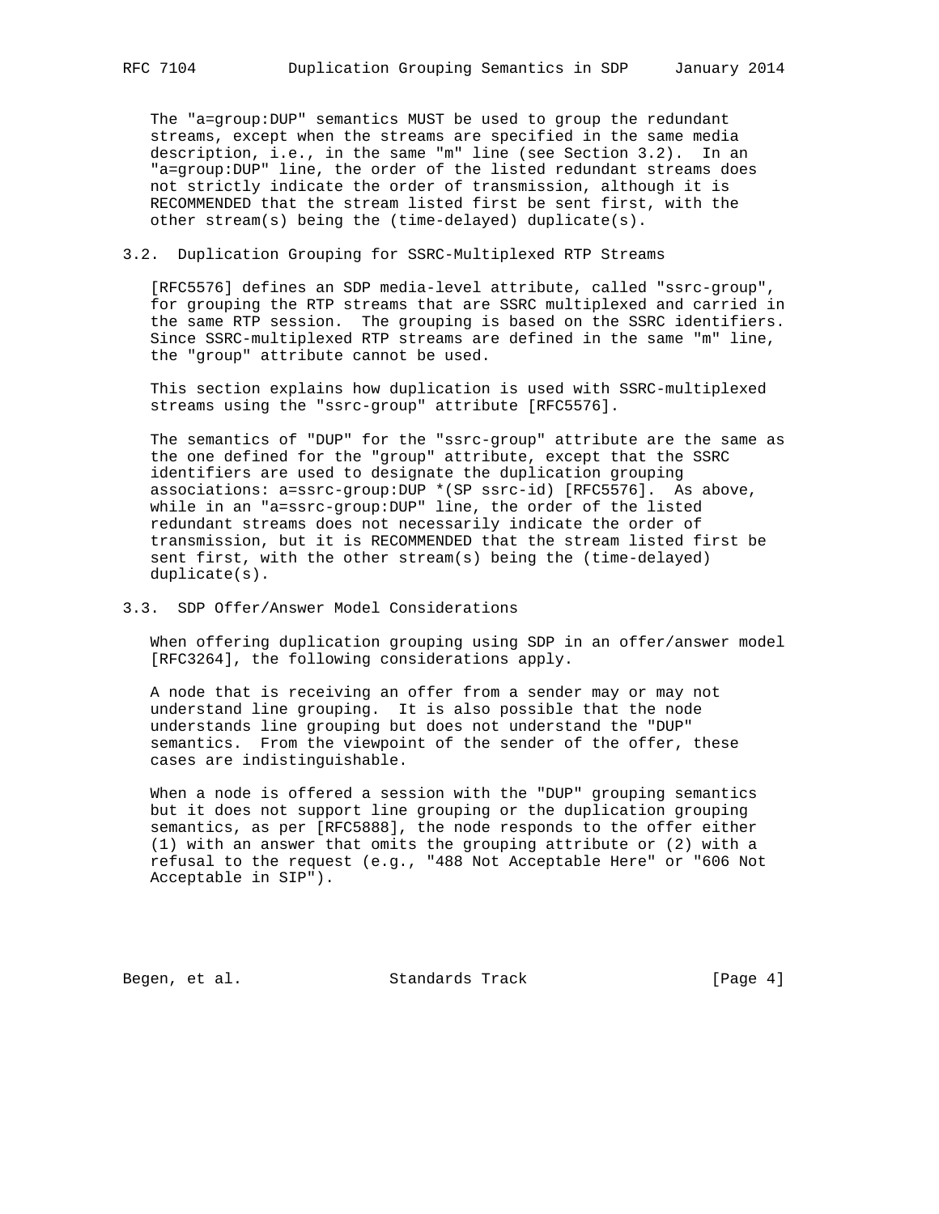The "a=group:DUP" semantics MUST be used to group the redundant streams, except when the streams are specified in the same media description, i.e., in the same "m" line (see Section 3.2). In an "a=group:DUP" line, the order of the listed redundant streams does not strictly indicate the order of transmission, although it is RECOMMENDED that the stream listed first be sent first, with the other stream(s) being the (time-delayed) duplicate(s).

## 3.2. Duplication Grouping for SSRC-Multiplexed RTP Streams

[RFC5576] defines an SDP media-level attribute, called "ssrc-group", for grouping the RTP streams that are SSRC multiplexed and carried in the same RTP session. The grouping is based on the SSRC identifiers. Since SSRC-multiplexed RTP streams are defined in the same "m" line, the "group" attribute cannot be used.

This section explains how duplication is used with SSRC-multiplexed streams using the "ssrc-group" attribute [RFC5576].

The semantics of "DUP" for the "ssrc-group" attribute are the same as the one defined for the "group" attribute, except that the SSRC identifiers are used to designate the duplication grouping associations: a=ssrc-group:DUP *(SP ssrc-id) [RFC5576]. As above, while in an "a=ssrc-group:DUP" line, the order of the listed redundant streams does not necessarily indicate the order of transmission, but it is RECOMMENDED that the stream listed first be sent first, with the other stream(s) being the (time-delayed) duplicate(s).

## 3.3. SDP Offer/Answer Model Considerations

When offering duplication grouping using SDP in an offer/answer model [RFC3264], the following considerations apply.

A node that is receiving an offer from a sender may or may not understand line grouping. It is also possible that the node understands line grouping but does not understand the "DUP" semantics. From the viewpoint of the sender of the offer, these cases are indistinguishable.

When a node is offered a session with the "DUP" grouping semantics but it does not support line grouping or the duplication grouping semantics, as per [RFC5888], the node responds to the offer either (1) with an answer that omits the grouping attribute or (2) with a refusal to the request (e.g., "488 Not Acceptable Here" or "606 Not Acceptable in SIP").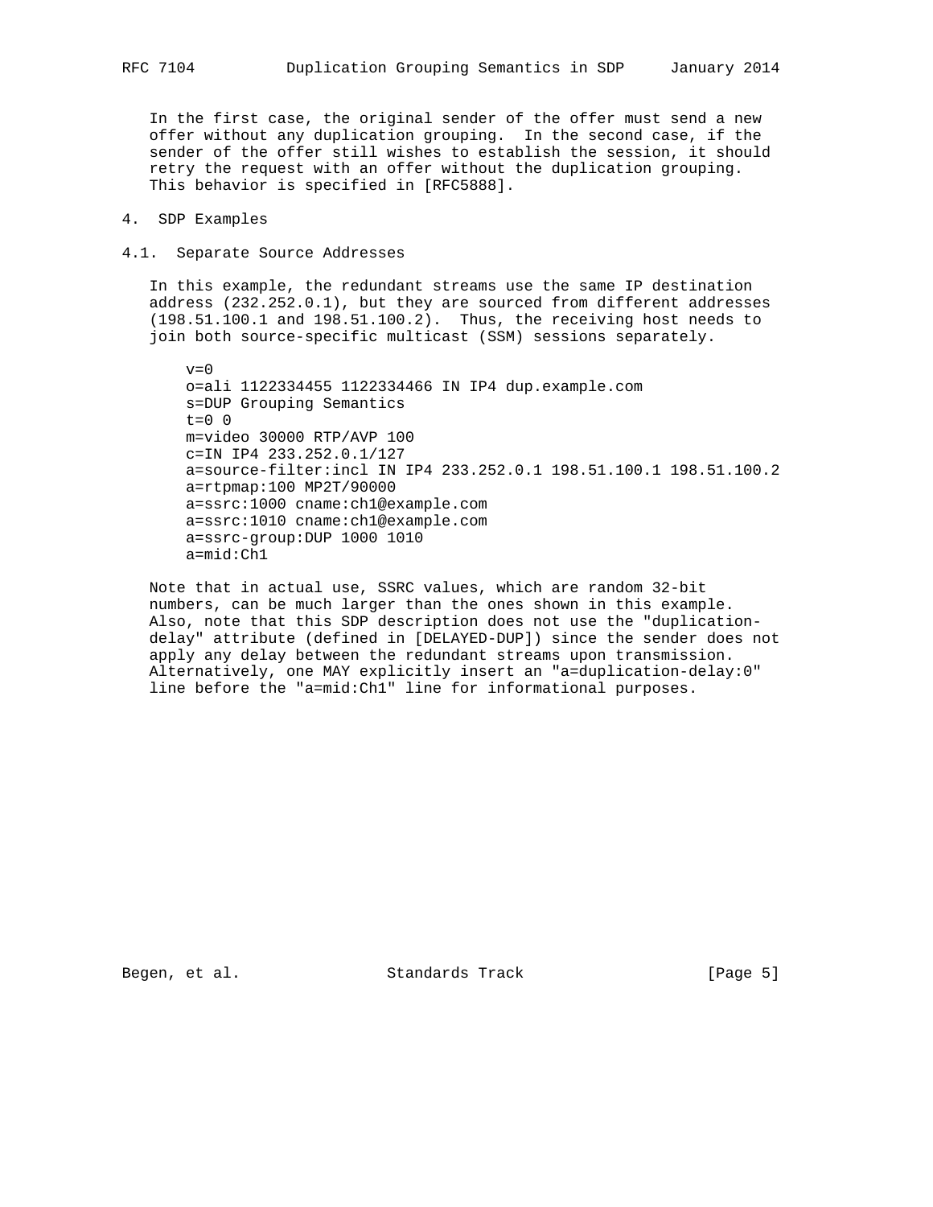In the first case, the original sender of the offer must send a new offer without any duplication grouping. In the second case, if the sender of the offer still wishes to establish the session, it should retry the request with an offer without the duplication grouping. This behavior is specified in [RFC5888].

## 4. SDP Examples

### 4.1. Separate Source Addresses

In this example, the redundant streams use the same IP destination address (232.252.0.1), but they are sourced from different addresses (198.51.100.1 and 198.51.100.2). Thus, the receiving host needs to join both source-specific multicast (SSM) sessions separately.

```
v=0
o=ali 1122334455 1122334466 IN IP4 dup.example.com
s=DUP Grouping Semantics
t=0 0
m=video 30000 RTP/AVP 100
c=IN IP4 233.252.0.1/127
a=source-filter:incl IN IP4 233.252.0.1 198.51.100.1 198.51.100.2
a=rtpmap:100 MP2T/90000
a=ssrc:1000 cname:ch1@example.com
a=ssrc:1010 cname:ch1@example.com
a=ssrc-group:DUP 1000 1010
a=mid:Ch1
```

Note that in actual use, SSRC values, which are random 32-bit numbers, can be much larger than the ones shown in this example. Also, note that this SDP description does not use the "duplication-delay" attribute (defined in [DELAYED-DUP]) since the sender does not apply any delay between the redundant streams upon transmission. Alternatively, one MAY explicitly insert an "a=duplication-delay:0" line before the "a=mid:Ch1" line for informational purposes.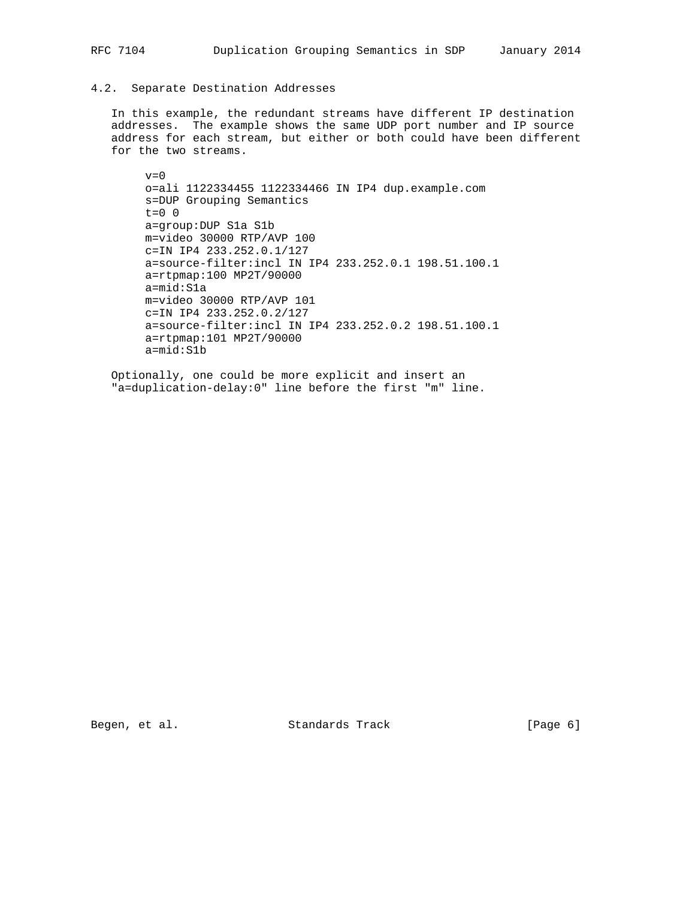### 4.2. Separate Destination Addresses

In this example, the redundant streams have different IP destination addresses. The example shows the same UDP port number and IP source address for each stream, but either or both could have been different for the two streams.

```
v=0
o=ali 1122334455 1122334466 IN IP4 dup.example.com
s=DUP Grouping Semantics
t=0 0
a=group:DUP S1a S1b
m=video 30000 RTP/AVP 100
c=IN IP4 233.252.0.1/127
a=source-filter:incl IN IP4 233.252.0.1 198.51.100.1
a=rtpmap:100 MP2T/90000
a=mid:S1a
m=video 30000 RTP/AVP 101
c=IN IP4 233.252.0.2/127
a=source-filter:incl IN IP4 233.252.0.2 198.51.100.1
a=rtpmap:101 MP2T/90000
a=mid:S1b
```

Optionally, one could be more explicit and insert an "a=duplication-delay:0" line before the first "m" line.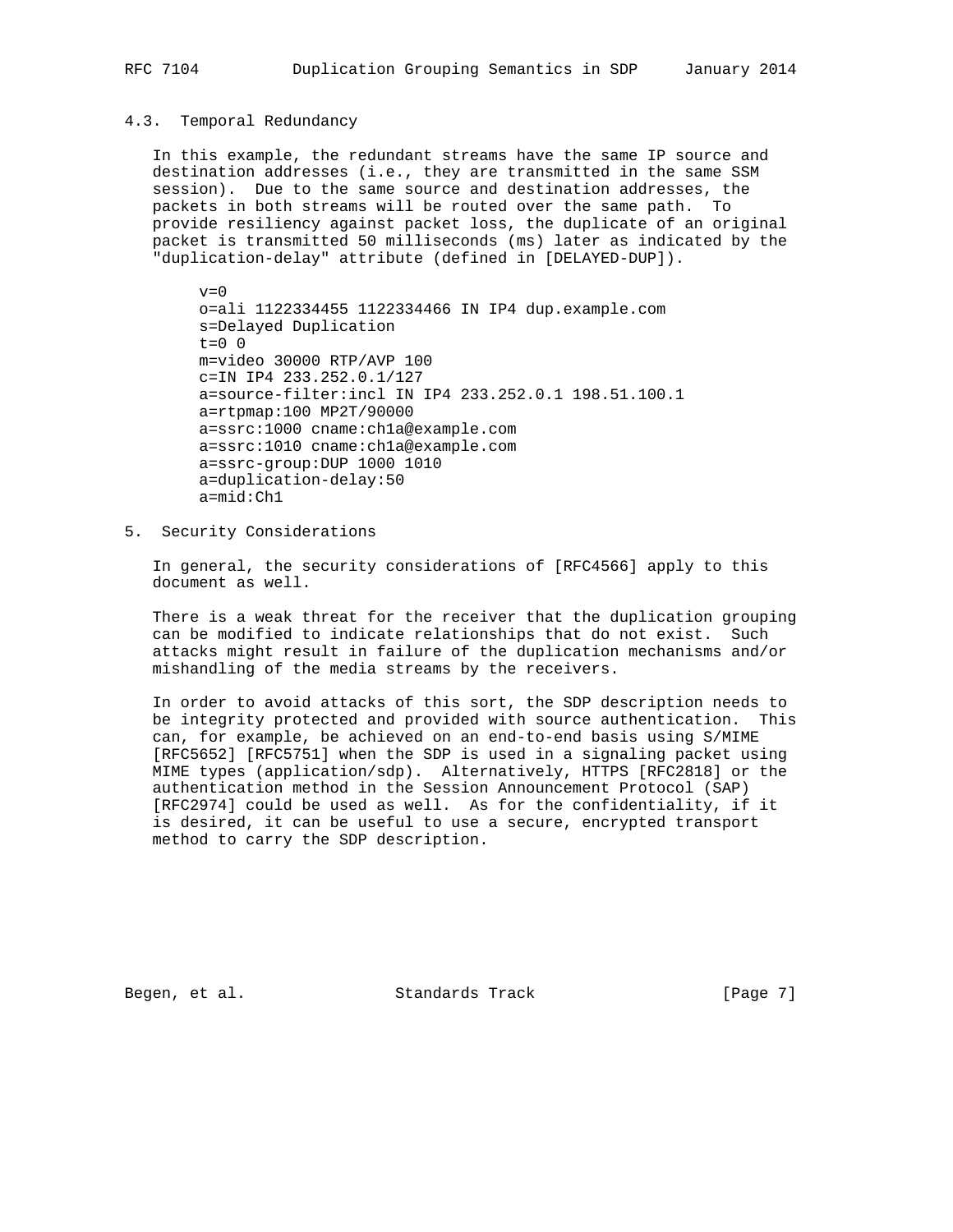### 4.3. Temporal Redundancy

In this example, the redundant streams have the same IP source and destination addresses (i.e., they are transmitted in the same SSM session). Due to the same source and destination addresses, the packets in both streams will be routed over the same path. To provide resiliency against packet loss, the duplicate of an original packet is transmitted 50 milliseconds (ms) later as indicated by the "duplication-delay" attribute (defined in [DELAYED-DUP]).

```
v=0
o=ali 1122334455 1122334466 IN IP4 dup.example.com
s=Delayed Duplication
t=0 0
m=video 30000 RTP/AVP 100
c=IN IP4 233.252.0.1/127
a=source-filter:incl IN IP4 233.252.0.1 198.51.100.1
a=rtpmap:100 MP2T/90000
a=ssrc:1000 cname:ch1a@example.com
a=ssrc:1010 cname:ch1a@example.com
a=ssrc-group:DUP 1000 1010
a=duplication-delay:50
a=mid:Ch1
```

## 5. Security Considerations

In general, the security considerations of [RFC4566] apply to this document as well.

There is a weak threat for the receiver that the duplication grouping can be modified to indicate relationships that do not exist. Such attacks might result in failure of the duplication mechanisms and/or mishandling of the media streams by the receivers.

In order to avoid attacks of this sort, the SDP description needs to be integrity protected and provided with source authentication. This can, for example, be achieved on an end-to-end basis using S/MIME [RFC5652] [RFC5751] when the SDP is used in a signaling packet using MIME types (application/sdp). Alternatively, HTTPS [RFC2818] or the authentication method in the Session Announcement Protocol (SAP) [RFC2974] could be used as well. As for the confidentiality, if it is desired, it can be useful to use a secure, encrypted transport method to carry the SDP description.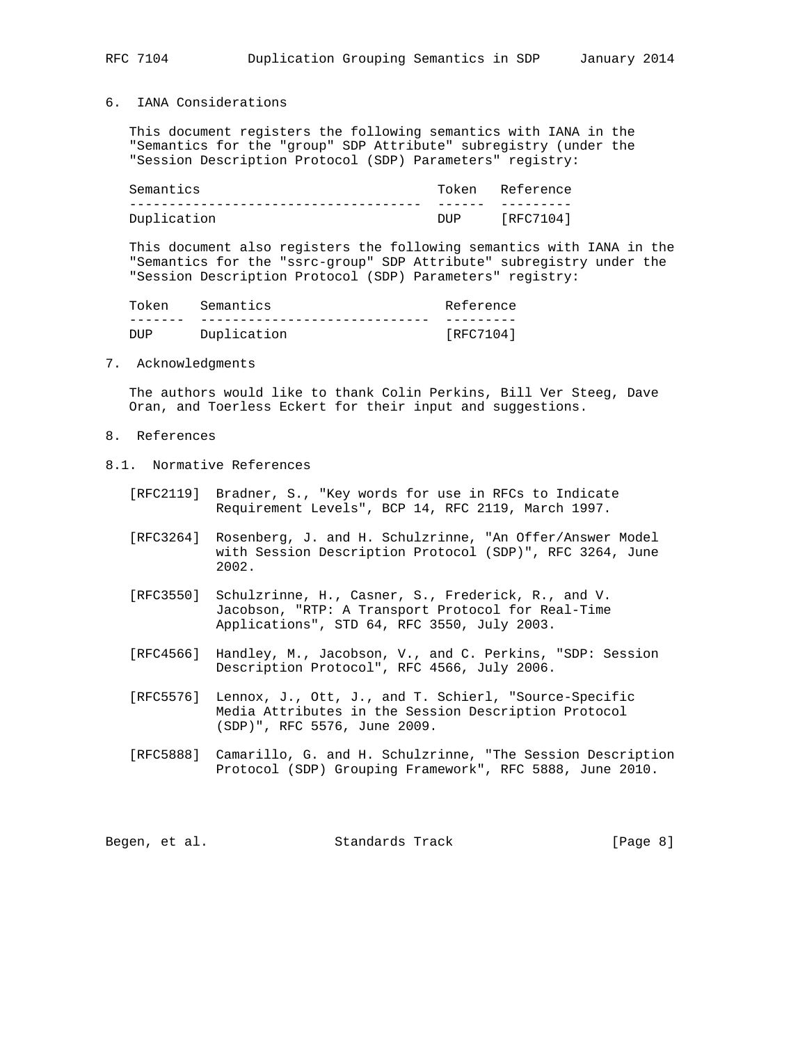## 6. IANA Considerations

This document registers the following semantics with IANA in the "Semantics for the "group" SDP Attribute" subregistry (under the "Session Description Protocol (SDP) Parameters" registry:

| Semantics | Token | Reference |
|---|---|---|
| Duplication | DUP | [RFC7104] |

This document also registers the following semantics with IANA in the "Semantics for the "ssrc-group" SDP Attribute" subregistry under the "Session Description Protocol (SDP) Parameters" registry:

| Token | Semantics | Reference |
|---|---|---|
| DUP | Duplication | [RFC7104] |

## 7. Acknowledgments

The authors would like to thank Colin Perkins, Bill Ver Steeg, Dave Oran, and Toerless Eckert for their input and suggestions.

## 8. References

### 8.1. Normative References

[RFC2119] Bradner, S., "Key words for use in RFCs to Indicate Requirement Levels", BCP 14, RFC 2119, March 1997.

[RFC3264] Rosenberg, J. and H. Schulzrinne, "An Offer/Answer Model with Session Description Protocol (SDP)", RFC 3264, June 2002.

[RFC3550] Schulzrinne, H., Casner, S., Frederick, R., and V. Jacobson, "RTP: A Transport Protocol for Real-Time Applications", STD 64, RFC 3550, July 2003.

[RFC4566] Handley, M., Jacobson, V., and C. Perkins, "SDP: Session Description Protocol", RFC 4566, July 2006.

[RFC5576] Lennox, J., Ott, J., and T. Schierl, "Source-Specific Media Attributes in the Session Description Protocol (SDP)", RFC 5576, June 2009.

[RFC5888] Camarillo, G. and H. Schulzrinne, "The Session Description Protocol (SDP) Grouping Framework", RFC 5888, June 2010.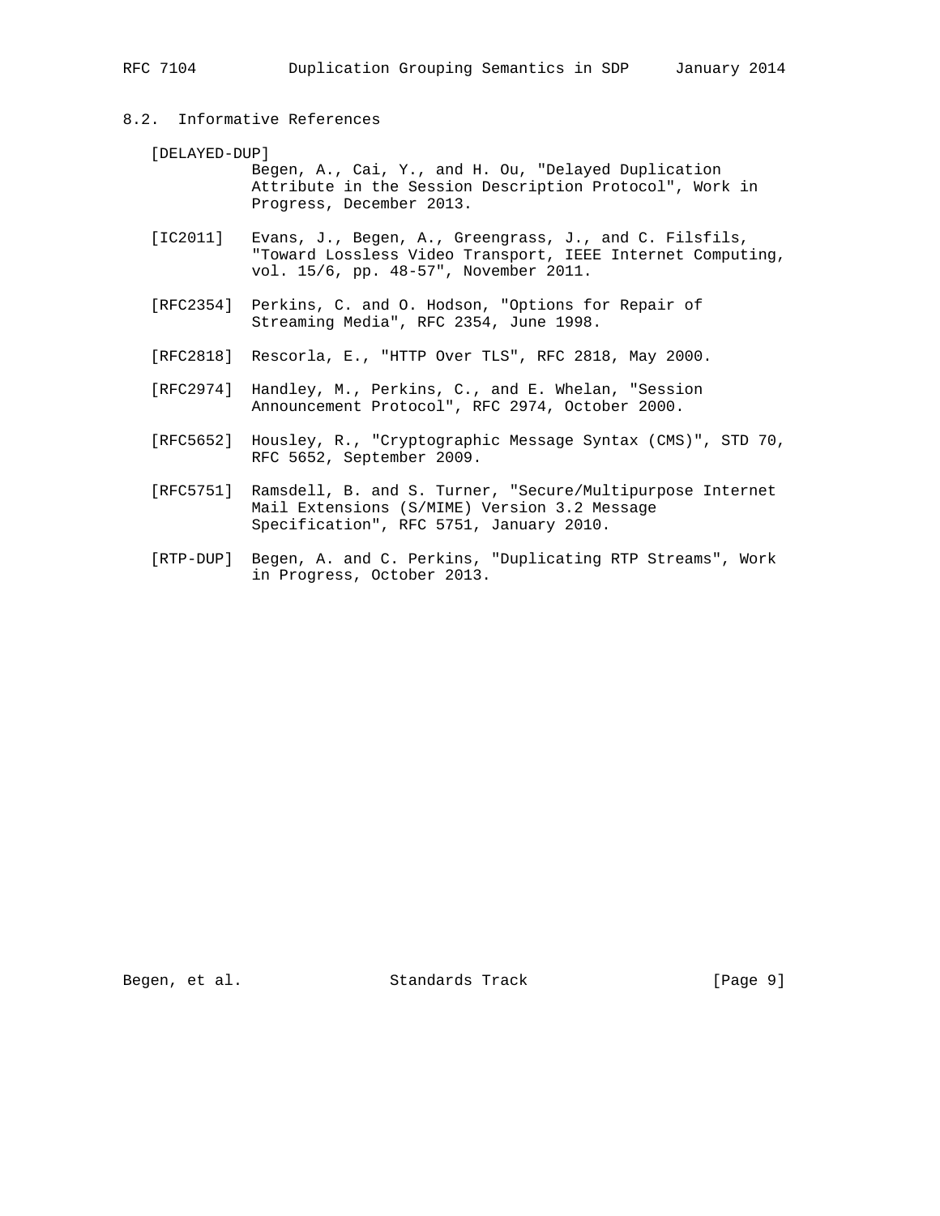## 8.2. Informative References

[DELAYED-DUP] Begen, A., Cai, Y., and H. Ou, "Delayed Duplication Attribute in the Session Description Protocol", Work in Progress, December 2013.

[IC2011] Evans, J., Begen, A., Greengrass, J., and C. Filsfils, "Toward Lossless Video Transport, IEEE Internet Computing, vol. 15/6, pp. 48-57", November 2011.

[RFC2354] Perkins, C. and O. Hodson, "Options for Repair of Streaming Media", RFC 2354, June 1998.

[RFC2818] Rescorla, E., "HTTP Over TLS", RFC 2818, May 2000.

[RFC2974] Handley, M., Perkins, C., and E. Whelan, "Session Announcement Protocol", RFC 2974, October 2000.

[RFC5652] Housley, R., "Cryptographic Message Syntax (CMS)", STD 70, RFC 5652, September 2009.

[RFC5751] Ramsdell, B. and S. Turner, "Secure/Multipurpose Internet Mail Extensions (S/MIME) Version 3.2 Message Specification", RFC 5751, January 2010.

[RTP-DUP] Begen, A. and C. Perkins, "Duplicating RTP Streams", Work in Progress, October 2013.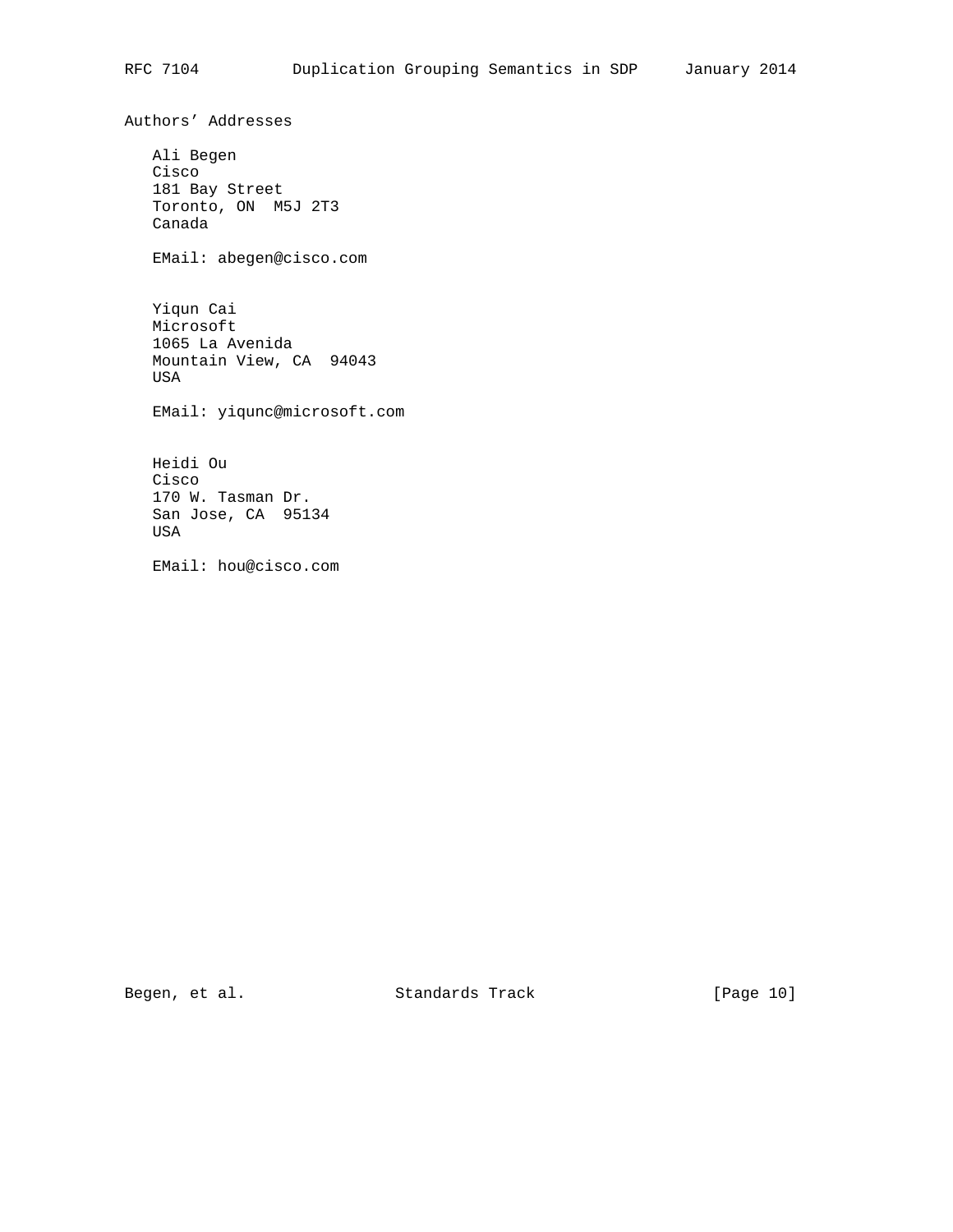## Authors' Addresses

Ali Begen
Cisco
181 Bay Street
Toronto, ON  M5J 2T3
Canada

EMail: abegen@cisco.com

Yiqun Cai
Microsoft
1065 La Avenida
Mountain View, CA  94043
USA

EMail: yiqunc@microsoft.com

Heidi Ou
Cisco
170 W. Tasman Dr.
San Jose, CA  95134
USA

EMail: hou@cisco.com